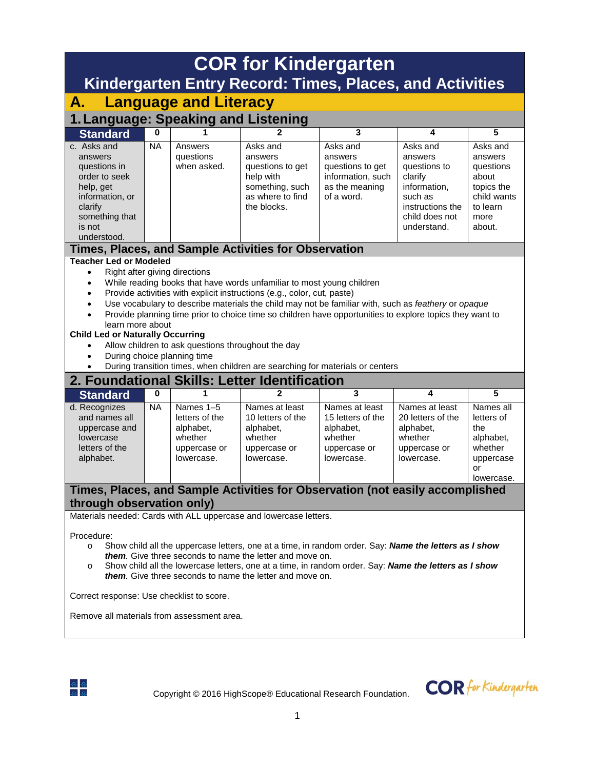# COR for Kindergarten

## Kindergarten Entry Record: Times, Places, and Activities

## A. Language and Literacy

### 1. Language: Speaking and Listening

| Standard | 0 | 1 | 2 | 3 | 4 | 5 |
|---|---|---|---|---|---|---|
| c. Asks and answers questions in order to seek help, get information, or clarify something that is not understood. | NA | Answers questions when asked. | Asks and answers questions to get help with something, such as where to find the blocks. | Asks and answers questions to get information, such as the meaning of a word. | Asks and answers questions to clarify information, such as instructions the child does not understand. | Asks and answers questions about topics the child wants to learn more about. |

#### Times, Places, and Sample Activities for Observation

**Teacher Led or Modeled**

- Right after giving directions
- While reading books that have words unfamiliar to most young children
- Provide activities with explicit instructions (e.g., color, cut, paste)
- Use vocabulary to describe materials the child may not be familiar with, such as *feathery* or *opaque*
- Provide planning time prior to choice time so children have opportunities to explore topics they want to learn more about

**Child Led or Naturally Occurring**

- Allow children to ask questions throughout the day
- During choice planning time
- During transition times, when children are searching for materials or centers

### 2. Foundational Skills: Letter Identification

| Standard | 0 | 1 | 2 | 3 | 4 | 5 |
|---|---|---|---|---|---|---|
| d. Recognizes and names all uppercase and lowercase letters of the alphabet. | NA | Names 1–5 letters of the alphabet, whether uppercase or lowercase. | Names at least 10 letters of the alphabet, whether uppercase or lowercase. | Names at least 15 letters of the alphabet, whether uppercase or lowercase. | Names at least 20 letters of the alphabet, whether uppercase or lowercase. | Names all letters of the alphabet, whether uppercase or lowercase. |

#### Times, Places, and Sample Activities for Observation (not easily accomplished through observation only)

Materials needed: Cards with ALL uppercase and lowercase letters.

Procedure:

- Show child all the uppercase letters, one at a time, in random order. Say: ***Name the letters as I show them***. Give three seconds to name the letter and move on.
- Show child all the lowercase letters, one at a time, in random order. Say: ***Name the letters as I show them***. Give three seconds to name the letter and move on.

Correct response: Use checklist to score.

Remove all materials from assessment area.

Copyright © 2016 HighScope® Educational Research Foundation.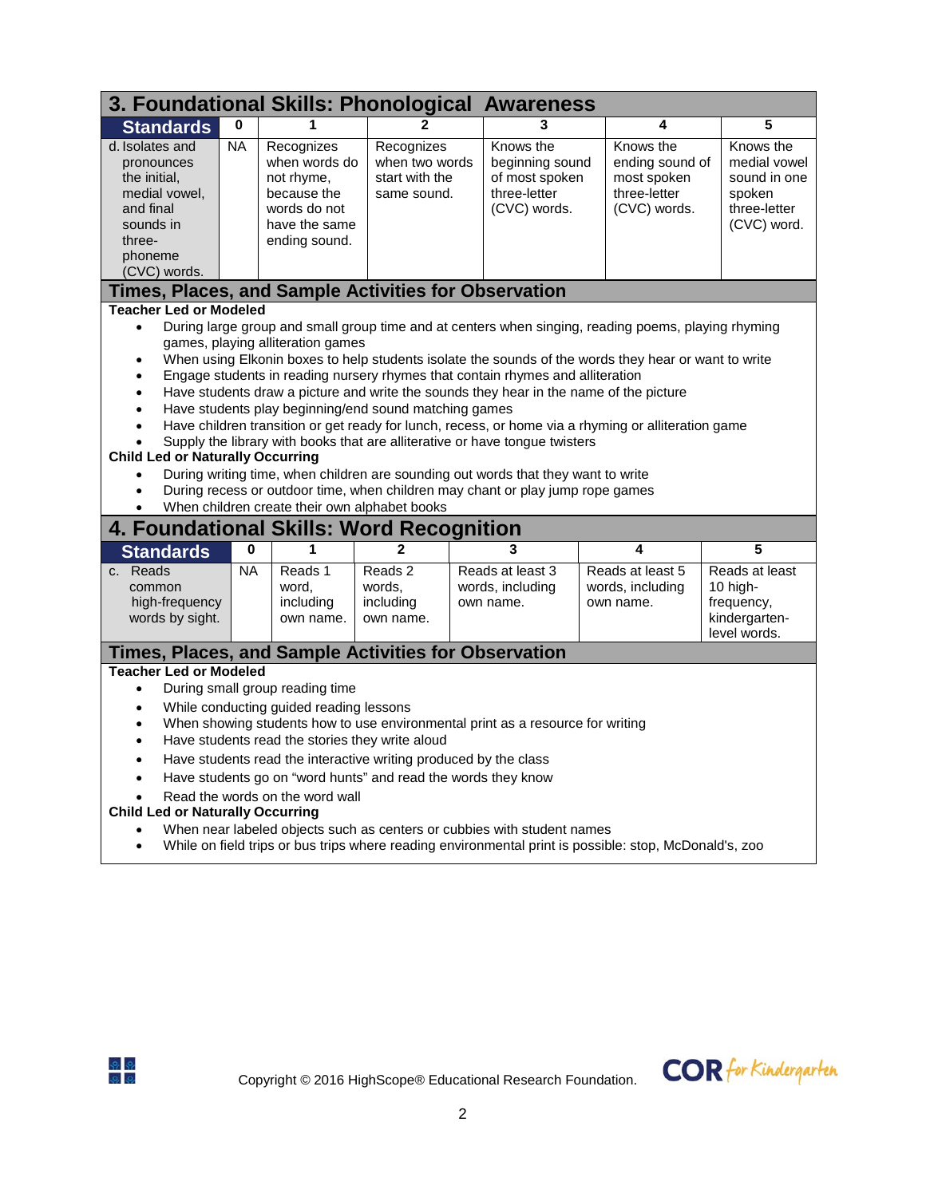## 3. Foundational Skills: Phonological Awareness

| Standards | 0 | 1 | 2 | 3 | 4 | 5 |
|---|---|---|---|---|---|---|
| d. Isolates and pronounces the initial, medial vowel, and final sounds in three-phoneme (CVC) words. | NA | Recognizes when words do not rhyme, because the words do not have the same ending sound. | Recognizes when two words start with the same sound. | Knows the beginning sound of most spoken three-letter (CVC) words. | Knows the ending sound of most spoken three-letter (CVC) words. | Knows the medial vowel sound in one spoken three-letter (CVC) word. |

### Times, Places, and Sample Activities for Observation

**Teacher Led or Modeled**

- During large group and small group time and at centers when singing, reading poems, playing rhyming games, playing alliteration games
- When using Elkonin boxes to help students isolate the sounds of the words they hear or want to write
- Engage students in reading nursery rhymes that contain rhymes and alliteration
- Have students draw a picture and write the sounds they hear in the name of the picture
- Have students play beginning/end sound matching games
- Have children transition or get ready for lunch, recess, or home via a rhyming or alliteration game
- Supply the library with books that are alliterative or have tongue twisters

**Child Led or Naturally Occurring**

- During writing time, when children are sounding out words that they want to write
- During recess or outdoor time, when children may chant or play jump rope games
- When children create their own alphabet books

## 4. Foundational Skills: Word Recognition

| Standards | 0 | 1 | 2 | 3 | 4 | 5 |
|---|---|---|---|---|---|---|
| c. Reads common high-frequency words by sight. | NA | Reads 1 word, including own name. | Reads 2 words, including own name. | Reads at least 3 words, including own name. | Reads at least 5 words, including own name. | Reads at least 10 high-frequency, kindergarten-level words. |

### Times, Places, and Sample Activities for Observation

**Teacher Led or Modeled**

- During small group reading time
- While conducting guided reading lessons
- When showing students how to use environmental print as a resource for writing
- Have students read the stories they write aloud
- Have students read the interactive writing produced by the class
- Have students go on “word hunts” and read the words they know
- Read the words on the word wall

**Child Led or Naturally Occurring**

- When near labeled objects such as centers or cubbies with student names
- While on field trips or bus trips where reading environmental print is possible: stop, McDonald's, zoo

Copyright © 2016 HighScope® Educational Research Foundation.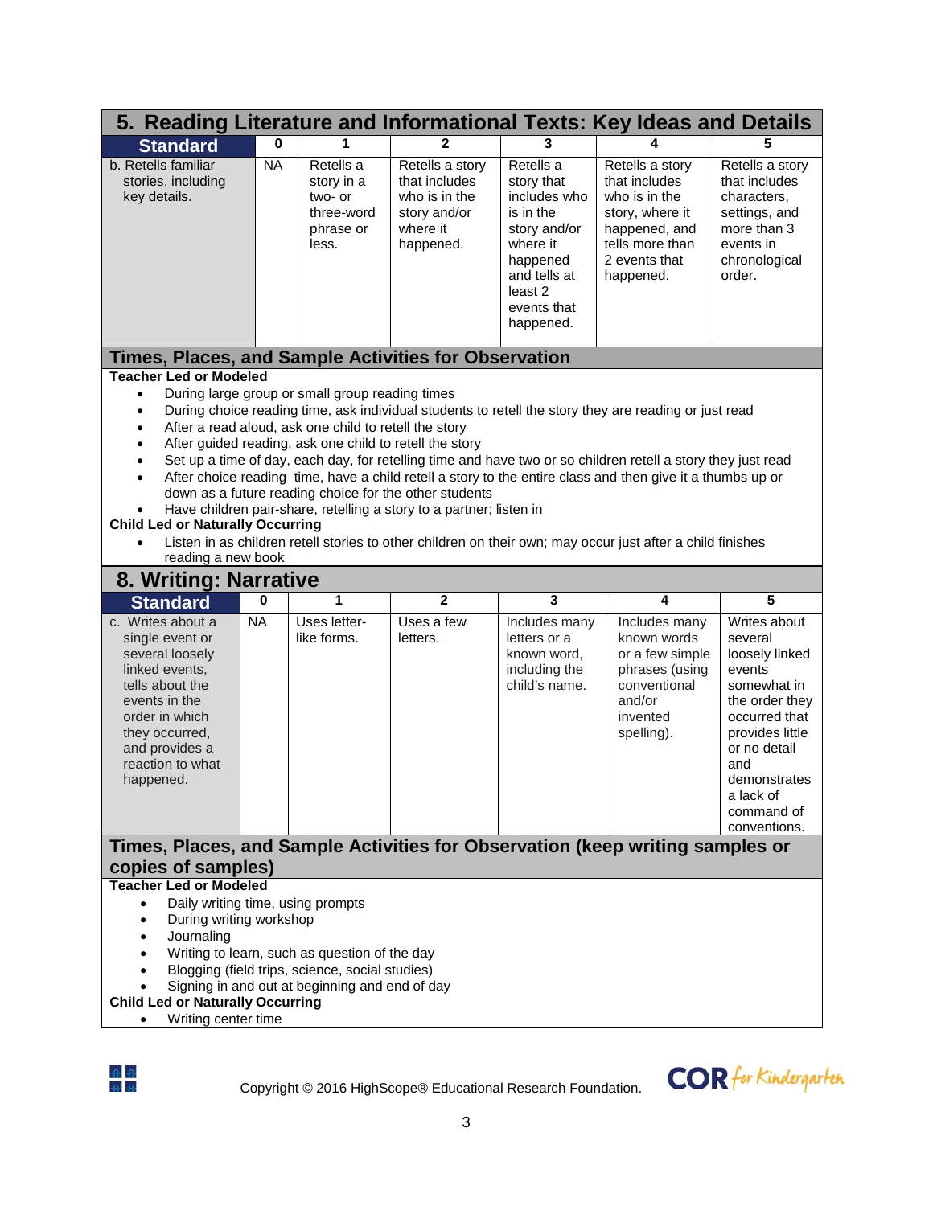## 5. Reading Literature and Informational Texts: Key Ideas and Details

| Standard | 0 | 1 | 2 | 3 | 4 | 5 |
|---|---|---|---|---|---|---|
| b. Retells familiar stories, including key details. | NA | Retells a story in a two- or three-word phrase or less. | Retells a story that includes who is in the story and/or where it happened. | Retells a story that includes who is in the story and/or where it happened and tells at least 2 events that happened. | Retells a story that includes who is in the story, where it happened, and tells more than 2 events that happened. | Retells a story that includes characters, settings, and more than 3 events in chronological order. |

### Times, Places, and Sample Activities for Observation

**Teacher Led or Modeled**

- During large group or small group reading times
- During choice reading time, ask individual students to retell the story they are reading or just read
- After a read aloud, ask one child to retell the story
- After guided reading, ask one child to retell the story
- Set up a time of day, each day, for retelling time and have two or so children retell a story they just read
- After choice reading time, have a child retell a story to the entire class and then give it a thumbs up or down as a future reading choice for the other students
- Have children pair-share, retelling a story to a partner; listen in

**Child Led or Naturally Occurring**

- Listen in as children retell stories to other children on their own; may occur just after a child finishes reading a new book

## 8. Writing: Narrative

| Standard | 0 | 1 | 2 | 3 | 4 | 5 |
|---|---|---|---|---|---|---|
| c. Writes about a single event or several loosely linked events, tells about the events in the order in which they occurred, and provides a reaction to what happened. | NA | Uses letter-like forms. | Uses a few letters. | Includes many letters or a known word, including the child's name. | Includes many known words or a few simple phrases (using conventional and/or invented spelling). | Writes about several loosely linked events somewhat in the order they occurred that provides little or no detail and demonstrates a lack of command of conventions. |

### Times, Places, and Sample Activities for Observation (keep writing samples or copies of samples)

**Teacher Led or Modeled**

- Daily writing time, using prompts
- During writing workshop
- Journaling
- Writing to learn, such as question of the day
- Blogging (field trips, science, social studies)
- Signing in and out at beginning and end of day

**Child Led or Naturally Occurring**

- Writing center time

Copyright © 2016 HighScope® Educational Research Foundation.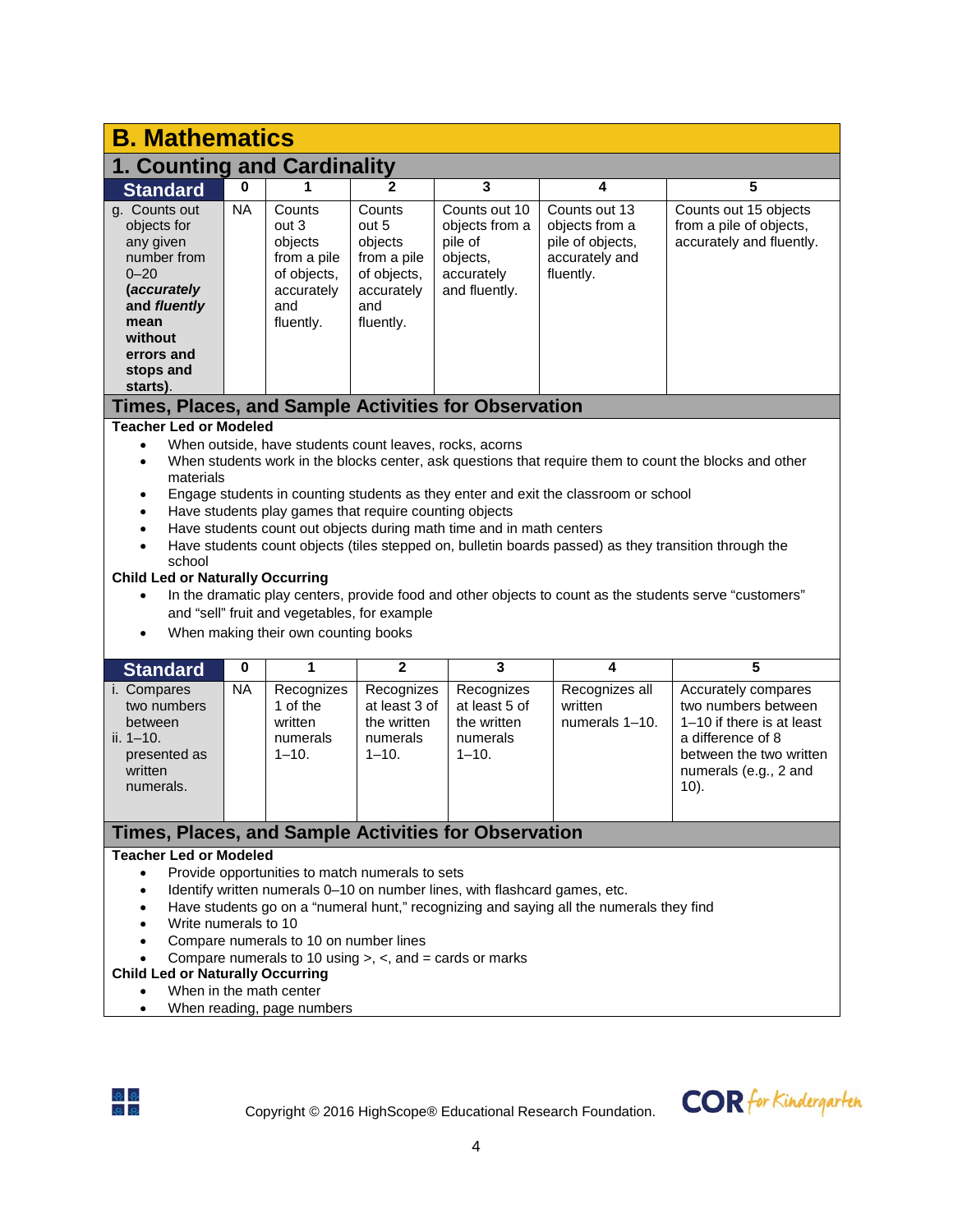# B. Mathematics

## 1. Counting and Cardinality

| Standard | 0 | 1 | 2 | 3 | 4 | 5 |
|---|---|---|---|---|---|---|
| g. Counts out objects for any given number from 0–20 **(*accurately* and *fluently* mean without errors and stops and starts)**. | NA | Counts out 3 objects from a pile of objects, accurately and fluently. | Counts out 5 objects from a pile of objects, accurately and fluently. | Counts out 10 objects from a pile of objects, accurately and fluently. | Counts out 13 objects from a pile of objects, accurately and fluently. | Counts out 15 objects from a pile of objects, accurately and fluently. |

### Times, Places, and Sample Activities for Observation

**Teacher Led or Modeled**

- When outside, have students count leaves, rocks, acorns
- When students work in the blocks center, ask questions that require them to count the blocks and other materials
- Engage students in counting students as they enter and exit the classroom or school
- Have students play games that require counting objects
- Have students count out objects during math time and in math centers
- Have students count objects (tiles stepped on, bulletin boards passed) as they transition through the school

**Child Led or Naturally Occurring**

- In the dramatic play centers, provide food and other objects to count as the students serve "customers" and "sell" fruit and vegetables, for example
- When making their own counting books

| Standard | 0 | 1 | 2 | 3 | 4 | 5 |
|---|---|---|---|---|---|---|
| i. Compares two numbers between ii. 1–10. presented as written numerals. | NA | Recognizes 1 of the written numerals 1–10. | Recognizes at least 3 of the written numerals 1–10. | Recognizes at least 5 of the written numerals 1–10. | Recognizes all written numerals 1–10. | Accurately compares two numbers between 1–10 if there is at least a difference of 8 between the two written numerals (e.g., 2 and 10). |

### Times, Places, and Sample Activities for Observation

**Teacher Led or Modeled**

- Provide opportunities to match numerals to sets
- Identify written numerals 0–10 on number lines, with flashcard games, etc.
- Have students go on a "numeral hunt," recognizing and saying all the numerals they find
- Write numerals to 10
- Compare numerals to 10 on number lines
- Compare numerals to 10 using >, <, and = cards or marks

**Child Led or Naturally Occurring**

- When in the math center
- When reading, page numbers

Copyright © 2016 HighScope® Educational Research Foundation.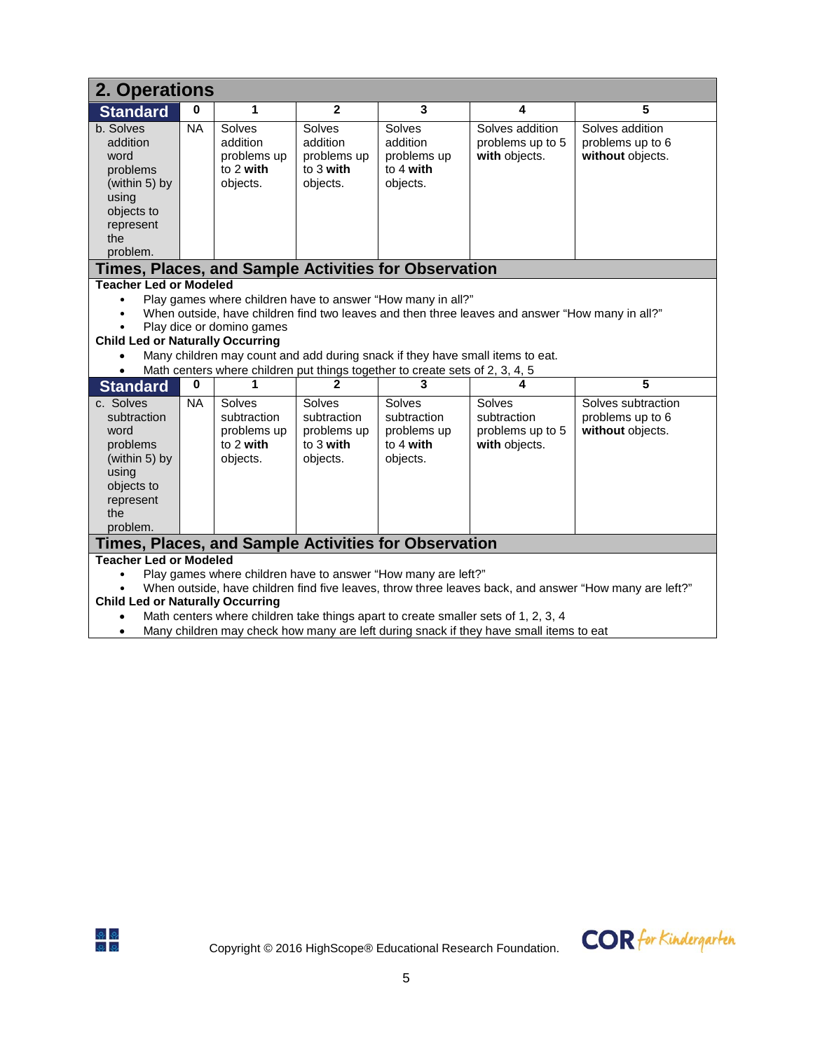## 2. Operations

| Standard | 0 | 1 | 2 | 3 | 4 | 5 |
|---|---|---|---|---|---|---|
| b. Solves addition word problems (within 5) by using objects to represent the problem. | NA | Solves addition problems up to 2 **with** objects. | Solves addition problems up to 3 **with** objects. | Solves addition problems up to 4 **with** objects. | Solves addition problems up to 5 **with** objects. | Solves addition problems up to 6 **without** objects. |

### Times, Places, and Sample Activities for Observation

**Teacher Led or Modeled**

- Play games where children have to answer “How many in all?”
- When outside, have children find two leaves and then three leaves and answer “How many in all?”
- Play dice or domino games

**Child Led or Naturally Occurring**

- Many children may count and add during snack if they have small items to eat.
- Math centers where children put things together to create sets of 2, 3, 4, 5

| Standard | 0 | 1 | 2 | 3 | 4 | 5 |
|---|---|---|---|---|---|---|
| c. Solves subtraction word problems (within 5) by using objects to represent the problem. | NA | Solves subtraction problems up to 2 **with** objects. | Solves subtraction problems up to 3 **with** objects. | Solves subtraction problems up to 4 **with** objects. | Solves subtraction problems up to 5 **with** objects. | Solves subtraction problems up to 6 **without** objects. |

### Times, Places, and Sample Activities for Observation

**Teacher Led or Modeled**

- Play games where children have to answer “How many are left?”
- When outside, have children find five leaves, throw three leaves back, and answer “How many are left?”

**Child Led or Naturally Occurring**

- Math centers where children take things apart to create smaller sets of 1, 2, 3, 4
- Many children may check how many are left during snack if they have small items to eat

Copyright © 2016 HighScope® Educational Research Foundation.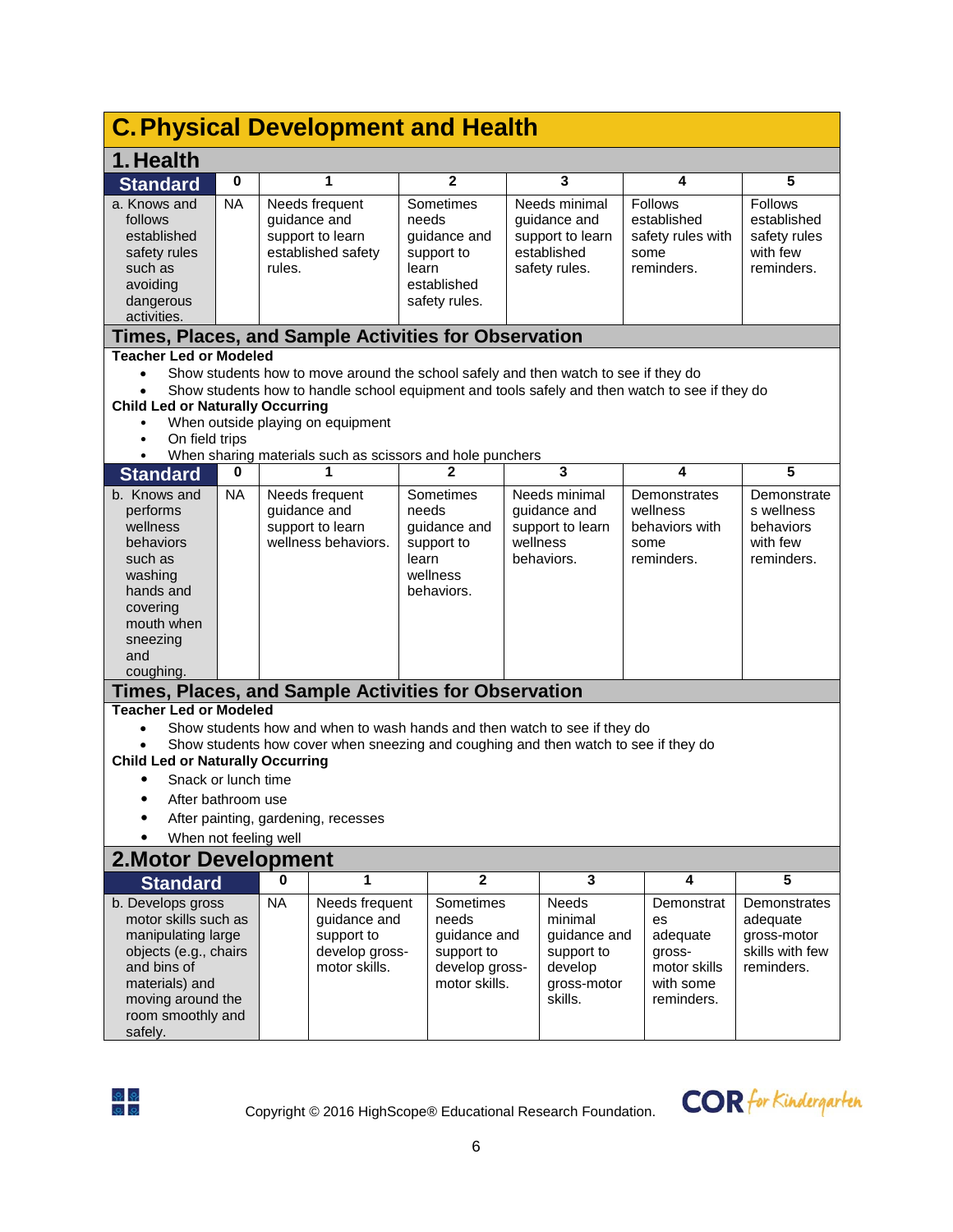# C. Physical Development and Health

## 1. Health

| Standard | 0 | 1 | 2 | 3 | 4 | 5 |
|---|---|---|---|---|---|---|
| a. Knows and follows established safety rules such as avoiding dangerous activities. | NA | Needs frequent guidance and support to learn established safety rules. | Sometimes needs guidance and support to learn established safety rules. | Needs minimal guidance and support to learn established safety rules. | Follows established safety rules with some reminders. | Follows established safety rules with few reminders. |

### Times, Places, and Sample Activities for Observation

**Teacher Led or Modeled**

- Show students how to move around the school safely and then watch to see if they do
- Show students how to handle school equipment and tools safely and then watch to see if they do

**Child Led or Naturally Occurring**

- When outside playing on equipment
- On field trips
- When sharing materials such as scissors and hole punchers

| Standard | 0 | 1 | 2 | 3 | 4 | 5 |
|---|---|---|---|---|---|---|
| b. Knows and performs wellness behaviors such as washing hands and covering mouth when sneezing and coughing. | NA | Needs frequent guidance and support to learn wellness behaviors. | Sometimes needs guidance and support to learn wellness behaviors. | Needs minimal guidance and support to learn wellness behaviors. | Demonstrates wellness behaviors with some reminders. | Demonstrates wellness behaviors with few reminders. |

### Times, Places, and Sample Activities for Observation

**Teacher Led or Modeled**

- Show students how and when to wash hands and then watch to see if they do
- Show students how cover when sneezing and coughing and then watch to see if they do

**Child Led or Naturally Occurring**

- Snack or lunch time
- After bathroom use
- After painting, gardening, recesses
- When not feeling well

## 2. Motor Development

| Standard | 0 | 1 | 2 | 3 | 4 | 5 |
|---|---|---|---|---|---|---|
| b. Develops gross motor skills such as manipulating large objects (e.g., chairs and bins of materials) and moving around the room smoothly and safely. | NA | Needs frequent guidance and support to develop gross-motor skills. | Sometimes needs guidance and support to develop gross-motor skills. | Needs minimal guidance and support to develop gross-motor skills. | Demonstrates adequate gross-motor skills with some reminders. | Demonstrates adequate gross-motor skills with few reminders. |

Copyright © 2016 HighScope® Educational Research Foundation.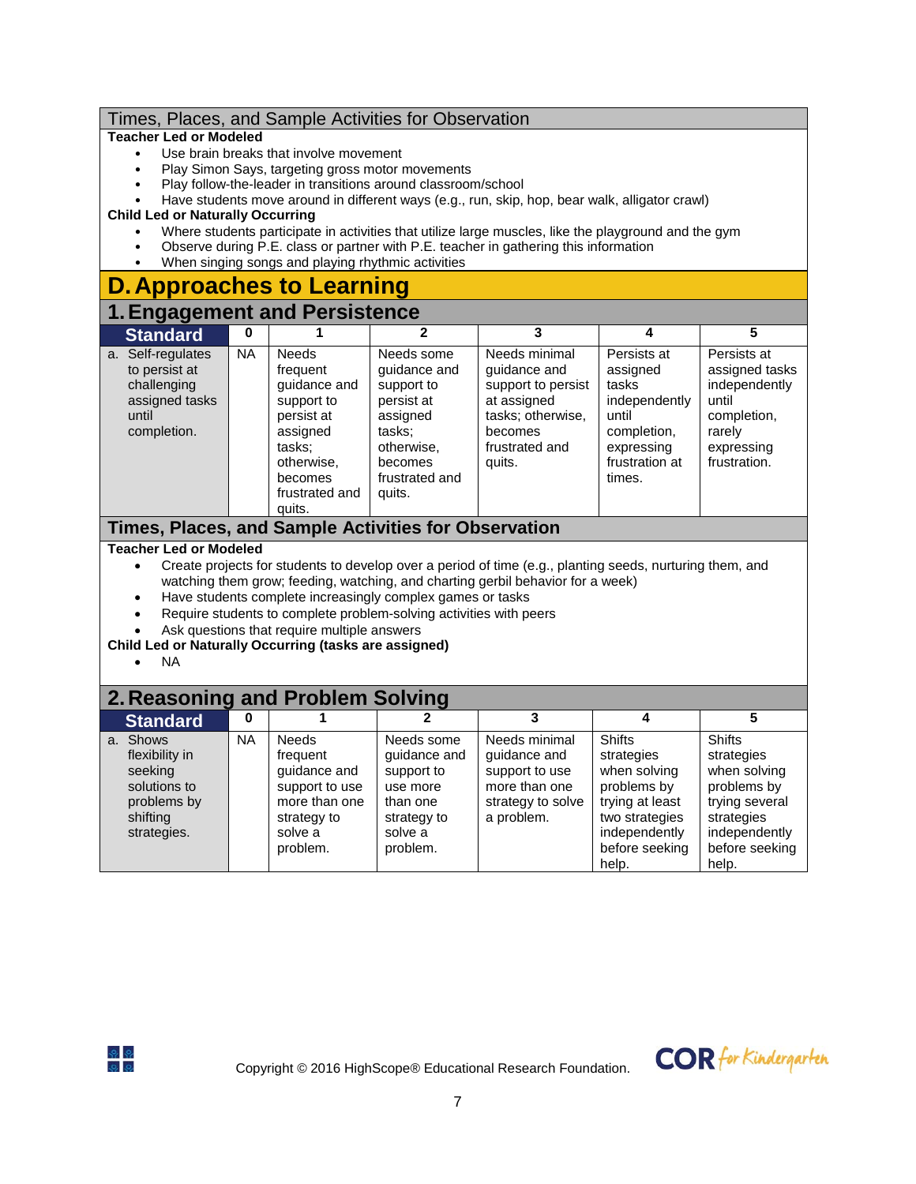## Times, Places, and Sample Activities for Observation

**Teacher Led or Modeled**

- Use brain breaks that involve movement
- Play Simon Says, targeting gross motor movements
- Play follow-the-leader in transitions around classroom/school
- Have students move around in different ways (e.g., run, skip, hop, bear walk, alligator crawl)

**Child Led or Naturally Occurring**

- Where students participate in activities that utilize large muscles, like the playground and the gym
- Observe during P.E. class or partner with P.E. teacher in gathering this information
- When singing songs and playing rhythmic activities

# D. Approaches to Learning

## 1. Engagement and Persistence

| Standard | 0 | 1 | 2 | 3 | 4 | 5 |
|---|---|---|---|---|---|---|
| a. Self-regulates to persist at challenging assigned tasks until completion. | NA | Needs frequent guidance and support to persist at assigned tasks; otherwise, becomes frustrated and quits. | Needs some guidance and support to persist at assigned tasks; otherwise, becomes frustrated and quits. | Needs minimal guidance and support to persist at assigned tasks; otherwise, becomes frustrated and quits. | Persists at assigned tasks independently until completion, expressing frustration at times. | Persists at assigned tasks independently until completion, rarely expressing frustration. |

### Times, Places, and Sample Activities for Observation

**Teacher Led or Modeled**

- Create projects for students to develop over a period of time (e.g., planting seeds, nurturing them, and watching them grow; feeding, watching, and charting gerbil behavior for a week)
- Have students complete increasingly complex games or tasks
- Require students to complete problem-solving activities with peers
- Ask questions that require multiple answers

**Child Led or Naturally Occurring (tasks are assigned)**

- NA

## 2. Reasoning and Problem Solving

| Standard | 0 | 1 | 2 | 3 | 4 | 5 |
|---|---|---|---|---|---|---|
| a. Shows flexibility in seeking solutions to problems by shifting strategies. | NA | Needs frequent guidance and support to use more than one strategy to solve a problem. | Needs some support to use more than one strategy to solve a problem. | Needs minimal guidance and support to use more than one strategy to solve a problem. | Shifts strategies when solving problems by trying at least two strategies independently before seeking help. | Shifts strategies when solving problems by trying several strategies independently before seeking help. |

Copyright © 2016 HighScope® Educational Research Foundation.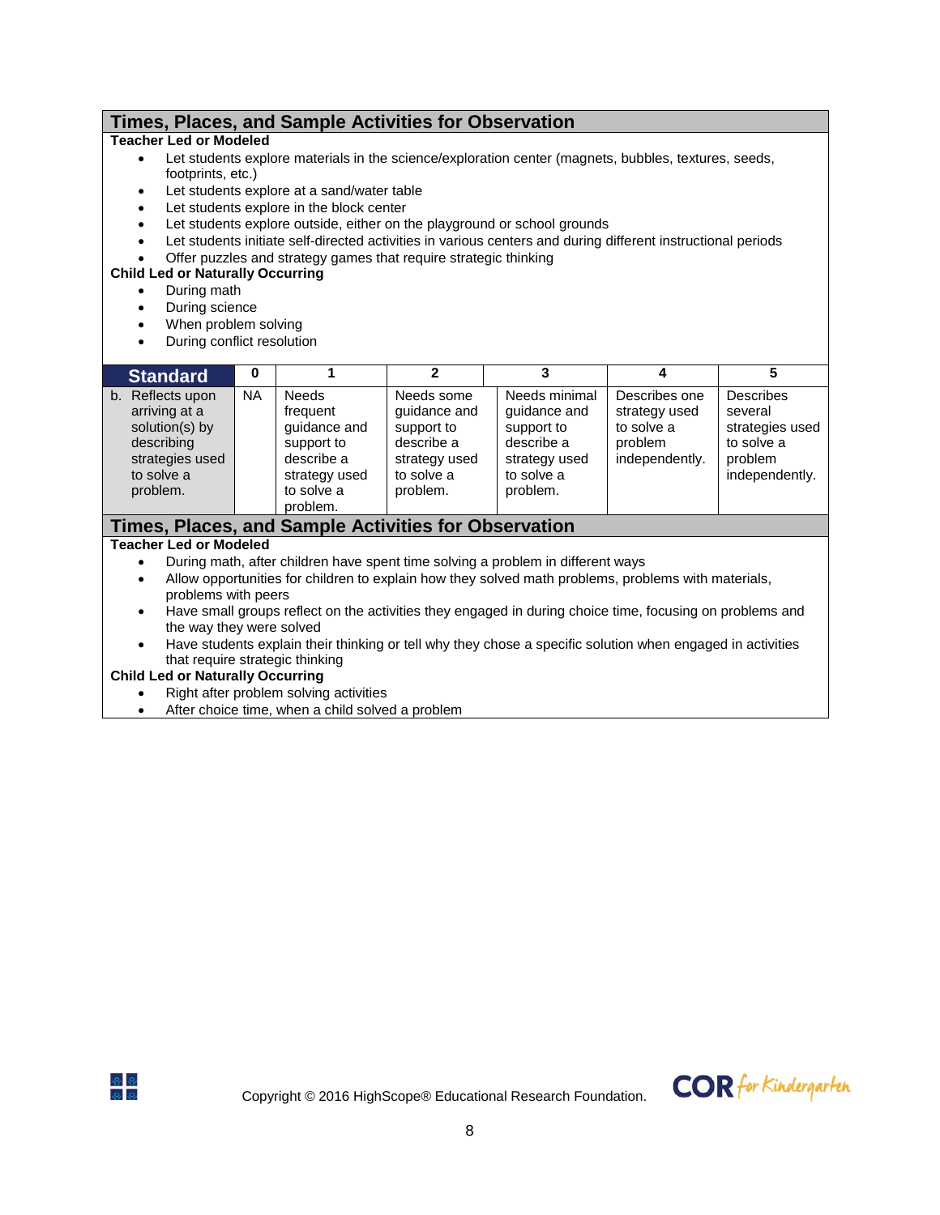## Times, Places, and Sample Activities for Observation

**Teacher Led or Modeled**

- Let students explore materials in the science/exploration center (magnets, bubbles, textures, seeds, footprints, etc.)
- Let students explore at a sand/water table
- Let students explore in the block center
- Let students explore outside, either on the playground or school grounds
- Let students initiate self-directed activities in various centers and during different instructional periods
- Offer puzzles and strategy games that require strategic thinking

**Child Led or Naturally Occurring**

- During math
- During science
- When problem solving
- During conflict resolution

| Standard | 0 | 1 | 2 | 3 | 4 | 5 |
|---|---|---|---|---|---|---|
| b. Reflects upon arriving at a solution(s) by describing strategies used to solve a problem. | NA | Needs frequent guidance and support to describe a strategy used to solve a problem. | Needs some guidance and support to describe a strategy used to solve a problem. | Needs minimal guidance and support to describe a strategy used to solve a problem. | Describes one strategy used to solve a problem independently. | Describes several strategies used to solve a problem independently. |

## Times, Places, and Sample Activities for Observation

**Teacher Led or Modeled**

- During math, after children have spent time solving a problem in different ways
- Allow opportunities for children to explain how they solved math problems, problems with materials, problems with peers
- Have small groups reflect on the activities they engaged in during choice time, focusing on problems and the way they were solved
- Have students explain their thinking or tell why they chose a specific solution when engaged in activities that require strategic thinking

**Child Led or Naturally Occurring**

- Right after problem solving activities
- After choice time, when a child solved a problem

Copyright © 2016 HighScope® Educational Research Foundation.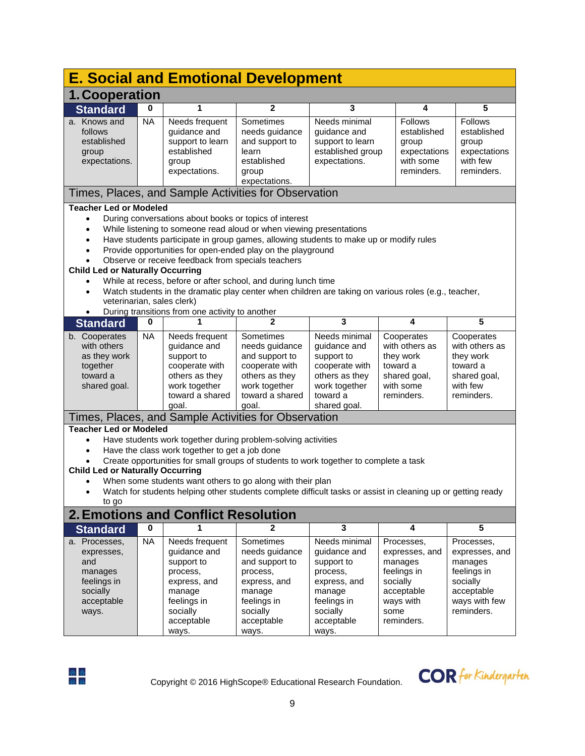# E. Social and Emotional Development

## 1. Cooperation

| Standard | 0 | 1 | 2 | 3 | 4 | 5 |
|---|---|---|---|---|---|---|
| a. Knows and follows established group expectations. | NA | Needs frequent guidance and support to learn established group expectations. | Sometimes needs guidance and support to learn established group expectations. | Needs minimal guidance and support to learn established group expectations. | Follows established group expectations with some reminders. | Follows established group expectations with few reminders. |

### Times, Places, and Sample Activities for Observation

**Teacher Led or Modeled**

- During conversations about books or topics of interest
- While listening to someone read aloud or when viewing presentations
- Have students participate in group games, allowing students to make up or modify rules
- Provide opportunities for open-ended play on the playground
- Observe or receive feedback from specials teachers

**Child Led or Naturally Occurring**

- While at recess, before or after school, and during lunch time
- Watch students in the dramatic play center when children are taking on various roles (e.g., teacher, veterinarian, sales clerk)
- During transitions from one activity to another

| Standard | 0 | 1 | 2 | 3 | 4 | 5 |
|---|---|---|---|---|---|---|
| b. Cooperates with others as they work together toward a shared goal. | NA | Needs frequent guidance and support to cooperate with others as they work together toward a shared goal. | Sometimes needs guidance and support to cooperate with others as they work together toward a shared goal. | Needs minimal guidance and support to cooperate with others as they work together toward a shared goal. | Cooperates with others as they work toward a shared goal, with some reminders. | Cooperates with others as they work toward a shared goal, with few reminders. |

### Times, Places, and Sample Activities for Observation

**Teacher Led or Modeled**

- Have students work together during problem-solving activities
- Have the class work together to get a job done
- Create opportunities for small groups of students to work together to complete a task

**Child Led or Naturally Occurring**

- When some students want others to go along with their plan
- Watch for students helping other students complete difficult tasks or assist in cleaning up or getting ready to go

## 2. Emotions and Conflict Resolution

| Standard | 0 | 1 | 2 | 3 | 4 | 5 |
|---|---|---|---|---|---|---|
| a. Processes, expresses, and manages feelings in socially acceptable ways. | NA | Needs frequent guidance and support to process, express, and manage feelings in socially acceptable ways. | Sometimes needs guidance and support to process, express, and manage feelings in socially acceptable ways. | Needs minimal guidance and support to process, express, and manage feelings in socially acceptable ways. | Processes, expresses, and manages feelings in socially acceptable ways with some reminders. | Processes, expresses, and manages feelings in socially acceptable ways with few reminders. |

Copyright © 2016 HighScope® Educational Research Foundation.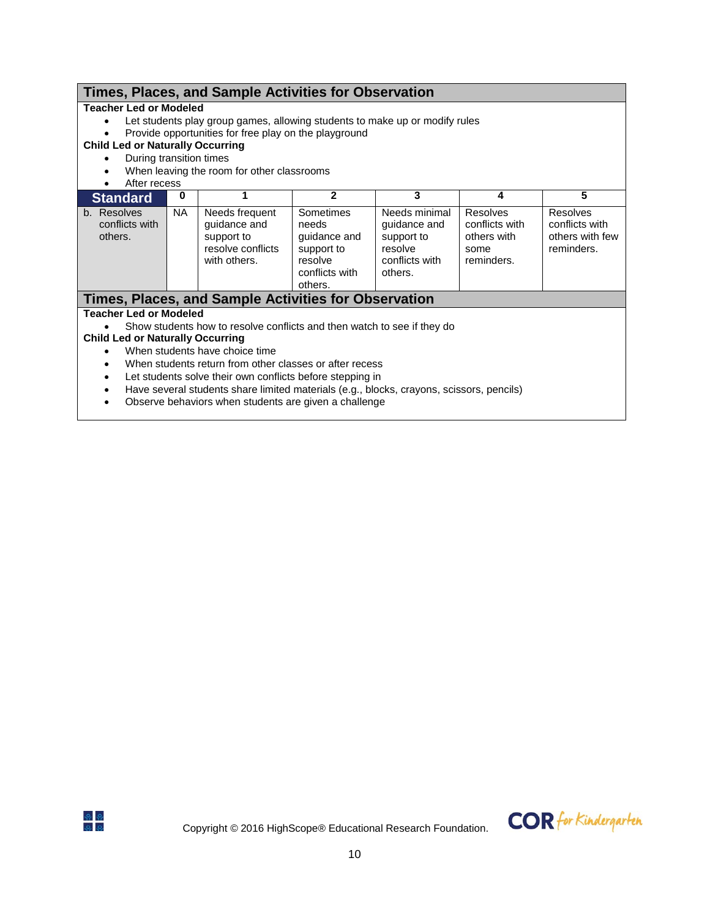## Times, Places, and Sample Activities for Observation

**Teacher Led or Modeled**

- Let students play group games, allowing students to make up or modify rules
- Provide opportunities for free play on the playground

**Child Led or Naturally Occurring**

- During transition times
- When leaving the room for other classrooms
- After recess

| Standard | 0 | 1 | 2 | 3 | 4 | 5 |
|---|---|---|---|---|---|---|
| b. Resolves conflicts with others. | NA | Needs frequent guidance and support to resolve conflicts with others. | Sometimes needs guidance and support to resolve conflicts with others. | Needs minimal guidance and support to resolve conflicts with others. | Resolves conflicts with others with some reminders. | Resolves conflicts with others with few reminders. |

## Times, Places, and Sample Activities for Observation

**Teacher Led or Modeled**

- Show students how to resolve conflicts and then watch to see if they do

**Child Led or Naturally Occurring**

- When students have choice time
- When students return from other classes or after recess
- Let students solve their own conflicts before stepping in
- Have several students share limited materials (e.g., blocks, crayons, scissors, pencils)
- Observe behaviors when students are given a challenge

Copyright © 2016 HighScope® Educational Research Foundation.